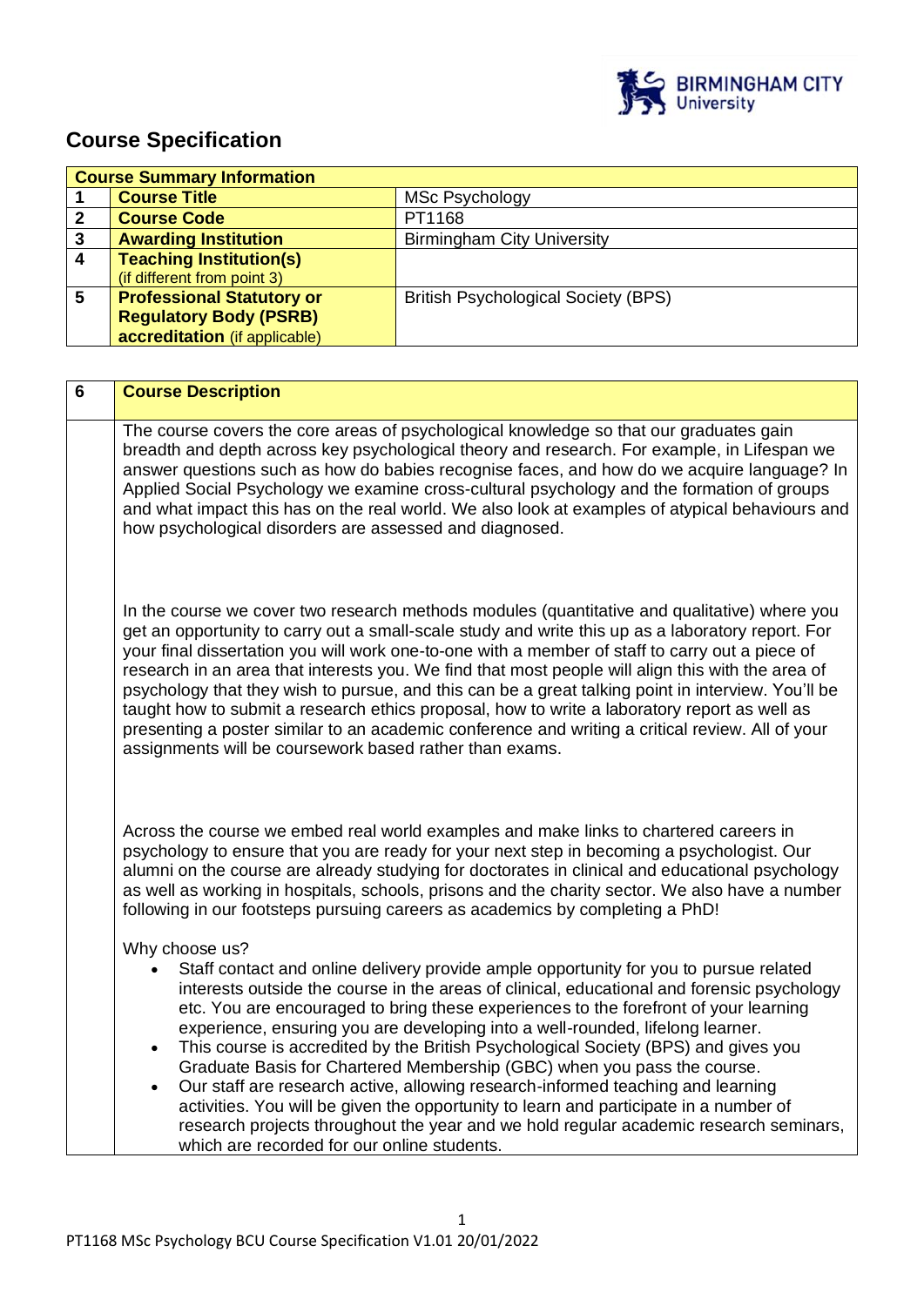# Course Specification

| Course Summary Information | | |
|---|---|---|
| 1 | **Course Title** | MSc Psychology |
| 2 | **Course Code** | PT1168 |
| 3 | **Awarding Institution** | Birmingham City University |
| 4 | **Teaching Institution(s)** (if different from point 3) | |
| 5 | **Professional Statutory or Regulatory Body (PSRB) accreditation** (if applicable) | British Psychological Society (BPS) |

| 6 | **Course Description** |
|---|---|
| | The course covers the core areas of psychological knowledge so that our graduates gain breadth and depth across key psychological theory and research. For example, in Lifespan we answer questions such as how do babies recognise faces, and how do we acquire language? In Applied Social Psychology we examine cross-cultural psychology and the formation of groups and what impact this has on the real world. We also look at examples of atypical behaviours and how psychological disorders are assessed and diagnosed.<br><br>In the course we cover two research methods modules (quantitative and qualitative) where you get an opportunity to carry out a small-scale study and write this up as a laboratory report. For your final dissertation you will work one-to-one with a member of staff to carry out a piece of research in an area that interests you. We find that most people will align this with the area of psychology that they wish to pursue, and this can be a great talking point in interview. You'll be taught how to submit a research ethics proposal, how to write a laboratory report as well as presenting a poster similar to an academic conference and writing a critical review. All of your assignments will be coursework based rather than exams.<br><br>Across the course we embed real world examples and make links to chartered careers in psychology to ensure that you are ready for your next step in becoming a psychologist. Our alumni on the course are already studying for doctorates in clinical and educational psychology as well as working in hospitals, schools, prisons and the charity sector. We also have a number following in our footsteps pursuing careers as academics by completing a PhD!<br><br>Why choose us?<br>• Staff contact and online delivery provide ample opportunity for you to pursue related interests outside the course in the areas of clinical, educational and forensic psychology etc. You are encouraged to bring these experiences to the forefront of your learning experience, ensuring you are developing into a well-rounded, lifelong learner.<br>• This course is accredited by the British Psychological Society (BPS) and gives you Graduate Basis for Chartered Membership (GBC) when you pass the course.<br>• Our staff are research active, allowing research-informed teaching and learning activities. You will be given the opportunity to learn and participate in a number of research projects throughout the year and we hold regular academic research seminars, which are recorded for our online students. |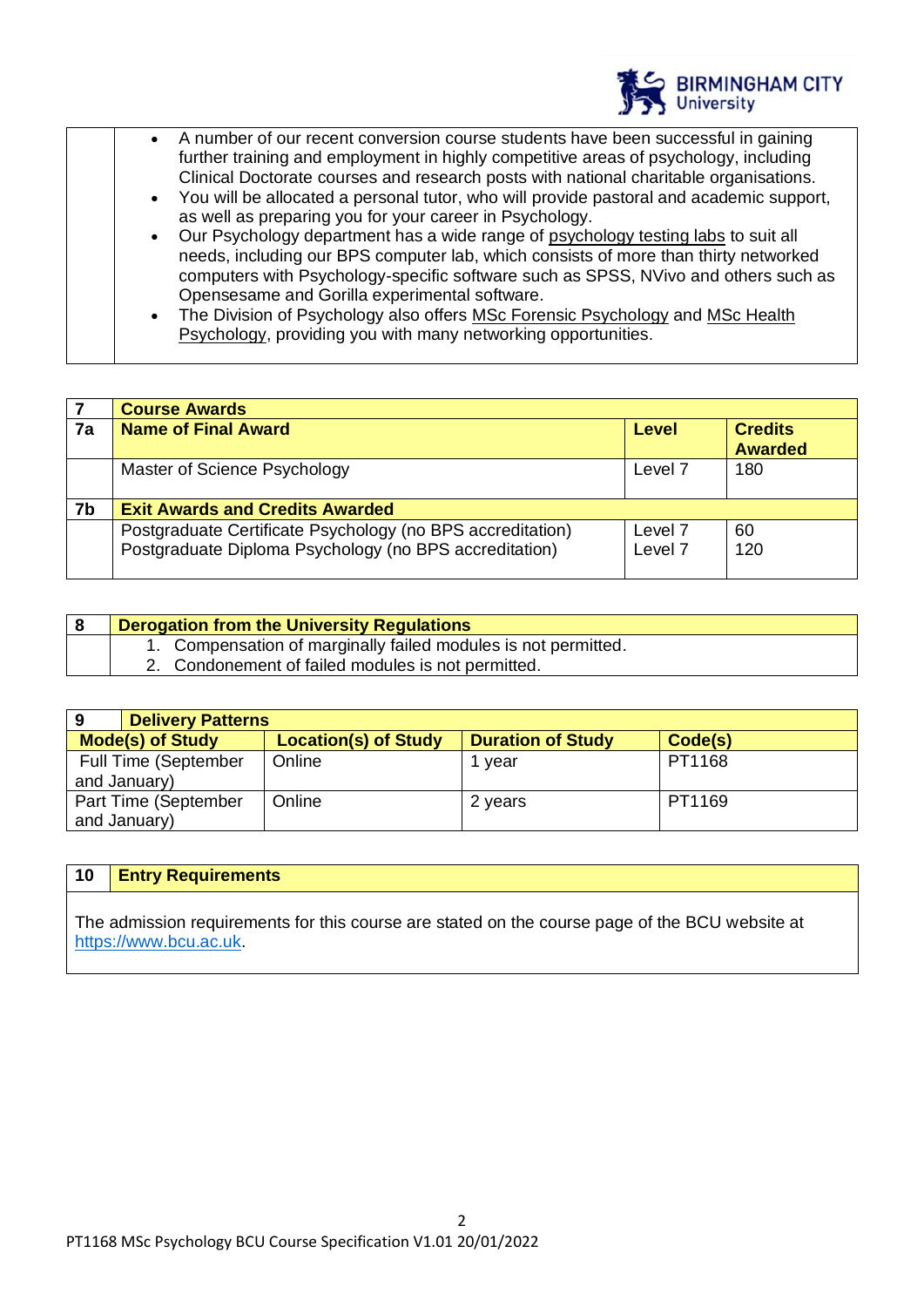- A number of our recent conversion course students have been successful in gaining further training and employment in highly competitive areas of psychology, including Clinical Doctorate courses and research posts with national charitable organisations.
- You will be allocated a personal tutor, who will provide pastoral and academic support, as well as preparing you for your career in Psychology.
- Our Psychology department has a wide range of psychology testing labs to suit all needs, including our BPS computer lab, which consists of more than thirty networked computers with Psychology-specific software such as SPSS, NVivo and others such as Opensesame and Gorilla experimental software.
- The Division of Psychology also offers MSc Forensic Psychology and MSc Health Psychology, providing you with many networking opportunities.

| 7 | **Course Awards** | | |
|---|---|---|---|
| **7a** | **Name of Final Award** | **Level** | **Credits Awarded** |
| | Master of Science Psychology | Level 7 | 180 |
| **7b** | **Exit Awards and Credits Awarded** | | |
| | Postgraduate Certificate Psychology (no BPS accreditation) | Level 7 | 60 |
| | Postgraduate Diploma Psychology (no BPS accreditation) | Level 7 | 120 |

| 8 | **Derogation from the University Regulations** |
|---|---|
| | 1. Compensation of marginally failed modules is not permitted.<br>2. Condonement of failed modules is not permitted. |

| 9 | **Delivery Patterns** | | |
|---|---|---|---|
| **Mode(s) of Study** | **Location(s) of Study** | **Duration of Study** | **Code(s)** |
| Full Time (September and January) | Online | 1 year | PT1168 |
| Part Time (September and January) | Online | 2 years | PT1169 |

| 10 | **Entry Requirements** |
|---|---|

The admission requirements for this course are stated on the course page of the BCU website at https://www.bcu.ac.uk.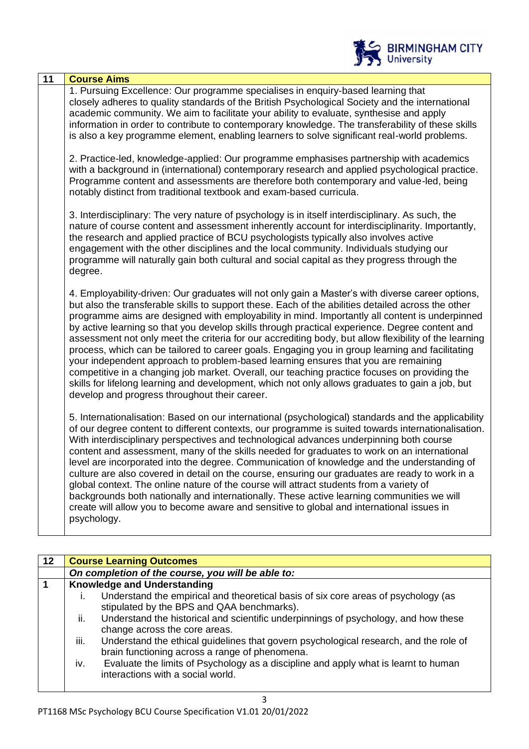| 11 | Course Aims |
|---|---|
| | 1. Pursuing Excellence: Our programme specialises in enquiry-based learning that closely adheres to quality standards of the British Psychological Society and the international academic community. We aim to facilitate your ability to evaluate, synthesise and apply information in order to contribute to contemporary knowledge. The transferability of these skills is also a key programme element, enabling learners to solve significant real-world problems.<br><br>2. Practice-led, knowledge-applied: Our programme emphasises partnership with academics with a background in (international) contemporary research and applied psychological practice. Programme content and assessments are therefore both contemporary and value-led, being notably distinct from traditional textbook and exam-based curricula.<br><br>3. Interdisciplinary: The very nature of psychology is in itself interdisciplinary. As such, the nature of course content and assessment inherently account for interdisciplinarity. Importantly, the research and applied practice of BCU psychologists typically also involves active engagement with the other disciplines and the local community. Individuals studying our programme will naturally gain both cultural and social capital as they progress through the degree.<br><br>4. Employability-driven: Our graduates will not only gain a Master's with diverse career options, but also the transferable skills to support these. Each of the abilities detailed across the other programme aims are designed with employability in mind. Importantly all content is underpinned by active learning so that you develop skills through practical experience. Degree content and assessment not only meet the criteria for our accrediting body, but allow flexibility of the learning process, which can be tailored to career goals. Engaging you in group learning and facilitating your independent approach to problem-based learning ensures that you are remaining competitive in a changing job market. Overall, our teaching practice focuses on providing the skills for lifelong learning and development, which not only allows graduates to gain a job, but develop and progress throughout their career.<br><br>5. Internationalisation: Based on our international (psychological) standards and the applicability of our degree content to different contexts, our programme is suited towards internationalisation. With interdisciplinary perspectives and technological advances underpinning both course content and assessment, many of the skills needed for graduates to work on an international level are incorporated into the degree. Communication of knowledge and the understanding of culture are also covered in detail on the course, ensuring our graduates are ready to work in a global context. The online nature of the course will attract students from a variety of backgrounds both nationally and internationally. These active learning communities we will create will allow you to become aware and sensitive to global and international issues in psychology. |

| 12 | Course Learning Outcomes |
|---|---|
| | ***On completion of the course, you will be able to:*** |
| 1 | **Knowledge and Understanding**<br>i. Understand the empirical and theoretical basis of six core areas of psychology (as stipulated by the BPS and QAA benchmarks).<br>ii. Understand the historical and scientific underpinnings of psychology, and how these change across the core areas.<br>iii. Understand the ethical guidelines that govern psychological research, and the role of brain functioning across a range of phenomena.<br>iv. Evaluate the limits of Psychology as a discipline and apply what is learnt to human interactions with a social world. |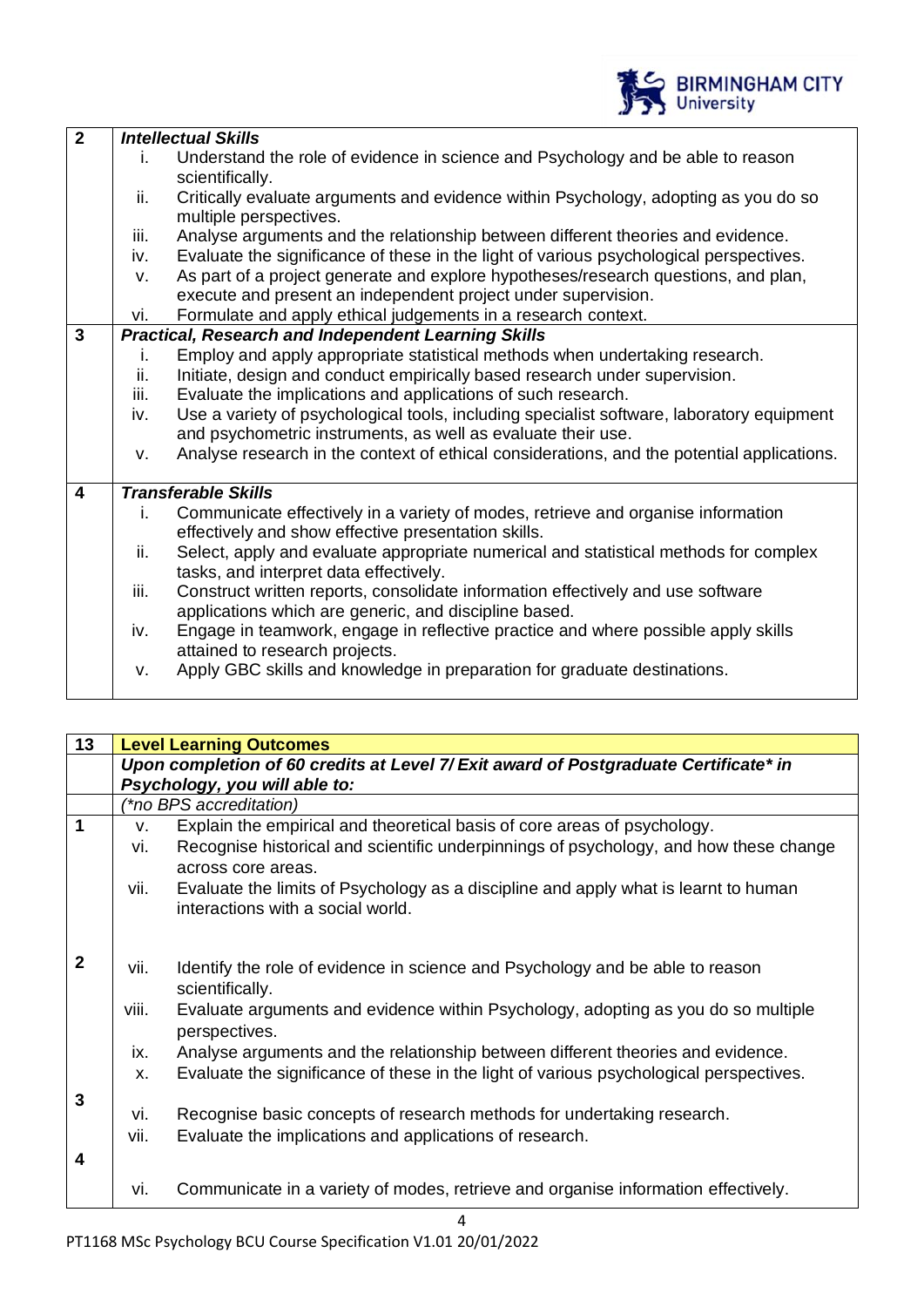| 2 | ***Intellectual Skills*** |
|---|---|
| | i. Understand the role of evidence in science and Psychology and be able to reason scientifically.<br>ii. Critically evaluate arguments and evidence within Psychology, adopting as you do so multiple perspectives.<br>iii. Analyse arguments and the relationship between different theories and evidence.<br>iv. Evaluate the significance of these in the light of various psychological perspectives.<br>v. As part of a project generate and explore hypotheses/research questions, and plan, execute and present an independent project under supervision.<br>vi. Formulate and apply ethical judgements in a research context. |
| **3** | ***Practical, Research and Independent Learning Skills*** |
| | i. Employ and apply appropriate statistical methods when undertaking research.<br>ii. Initiate, design and conduct empirically based research under supervision.<br>iii. Evaluate the implications and applications of such research.<br>iv. Use a variety of psychological tools, including specialist software, laboratory equipment and psychometric instruments, as well as evaluate their use.<br>v. Analyse research in the context of ethical considerations, and the potential applications. |
| **4** | ***Transferable Skills*** |
| | i. Communicate effectively in a variety of modes, retrieve and organise information effectively and show effective presentation skills.<br>ii. Select, apply and evaluate appropriate numerical and statistical methods for complex tasks, and interpret data effectively.<br>iii. Construct written reports, consolidate information effectively and use software applications which are generic, and discipline based.<br>iv. Engage in teamwork, engage in reflective practice and where possible apply skills attained to research projects.<br>v. Apply GBC skills and knowledge in preparation for graduate destinations. |

| 13 | **Level Learning Outcomes** |
|---|---|
| | ***Upon completion of 60 credits at Level 7/ Exit award of Postgraduate Certificate\* in Psychology, you will able to:*** |
| | *(\*no BPS accreditation)* |
| **1** | v. Explain the empirical and theoretical basis of core areas of psychology.<br>vi. Recognise historical and scientific underpinnings of psychology, and how these change across core areas.<br>vii. Evaluate the limits of Psychology as a discipline and apply what is learnt to human interactions with a social world. |
| **2** | vii. Identify the role of evidence in science and Psychology and be able to reason scientifically.<br>viii. Evaluate arguments and evidence within Psychology, adopting as you do so multiple perspectives.<br>ix. Analyse arguments and the relationship between different theories and evidence.<br>x. Evaluate the significance of these in the light of various psychological perspectives. |
| **3** | vi. Recognise basic concepts of research methods for undertaking research.<br>vii. Evaluate the implications and applications of research. |
| **4** | vi. Communicate in a variety of modes, retrieve and organise information effectively. |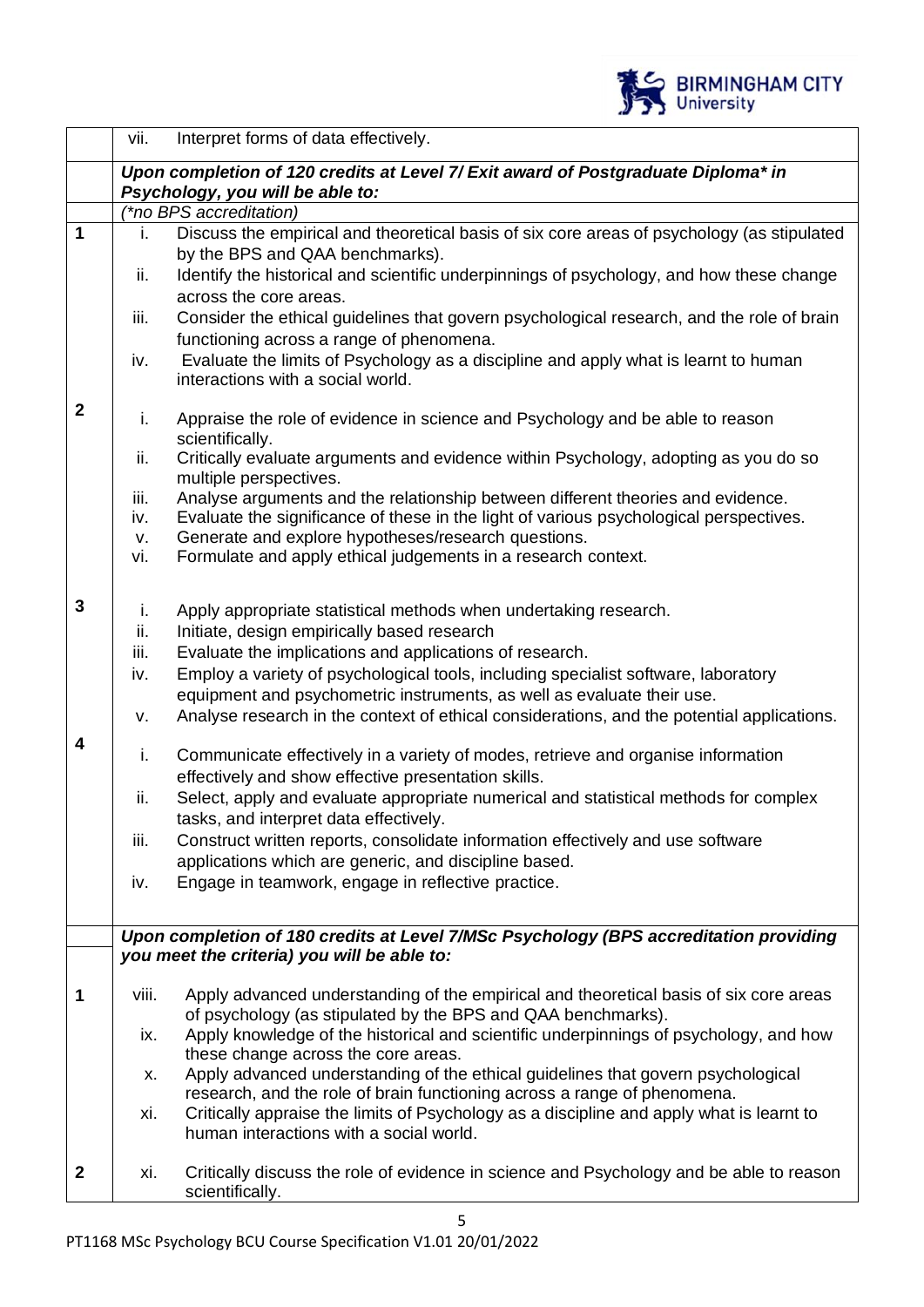| | |
|---|---|
| | vii. Interpret forms of data effectively. |
| | ***Upon completion of 120 credits at Level 7/ Exit award of Postgraduate Diploma* in Psychology, you will be able to:*** <br> *(\*no BPS accreditation)* |
| **1** | i. Discuss the empirical and theoretical basis of six core areas of psychology (as stipulated by the BPS and QAA benchmarks).<br>ii. Identify the historical and scientific underpinnings of psychology, and how these change across the core areas.<br>iii. Consider the ethical guidelines that govern psychological research, and the role of brain functioning across a range of phenomena.<br>iv. Evaluate the limits of Psychology as a discipline and apply what is learnt to human interactions with a social world. |
| **2** | i. Appraise the role of evidence in science and Psychology and be able to reason scientifically.<br>ii. Critically evaluate arguments and evidence within Psychology, adopting as you do so multiple perspectives.<br>iii. Analyse arguments and the relationship between different theories and evidence.<br>iv. Evaluate the significance of these in the light of various psychological perspectives.<br>v. Generate and explore hypotheses/research questions.<br>vi. Formulate and apply ethical judgements in a research context. |
| **3** | i. Apply appropriate statistical methods when undertaking research.<br>ii. Initiate, design empirically based research<br>iii. Evaluate the implications and applications of research.<br>iv. Employ a variety of psychological tools, including specialist software, laboratory equipment and psychometric instruments, as well as evaluate their use.<br>v. Analyse research in the context of ethical considerations, and the potential applications. |
| **4** | i. Communicate effectively in a variety of modes, retrieve and organise information effectively and show effective presentation skills.<br>ii. Select, apply and evaluate appropriate numerical and statistical methods for complex tasks, and interpret data effectively.<br>iii. Construct written reports, consolidate information effectively and use software applications which are generic, and discipline based.<br>iv. Engage in teamwork, engage in reflective practice. |
| | ***Upon completion of 180 credits at Level 7/MSc Psychology (BPS accreditation providing you meet the criteria) you will be able to:*** |
| **1** | viii. Apply advanced understanding of the empirical and theoretical basis of six core areas of psychology (as stipulated by the BPS and QAA benchmarks).<br>ix. Apply knowledge of the historical and scientific underpinnings of psychology, and how these change across the core areas.<br>x. Apply advanced understanding of the ethical guidelines that govern psychological research, and the role of brain functioning across a range of phenomena.<br>xi. Critically appraise the limits of Psychology as a discipline and apply what is learnt to human interactions with a social world. |
| **2** | xi. Critically discuss the role of evidence in science and Psychology and be able to reason scientifically. |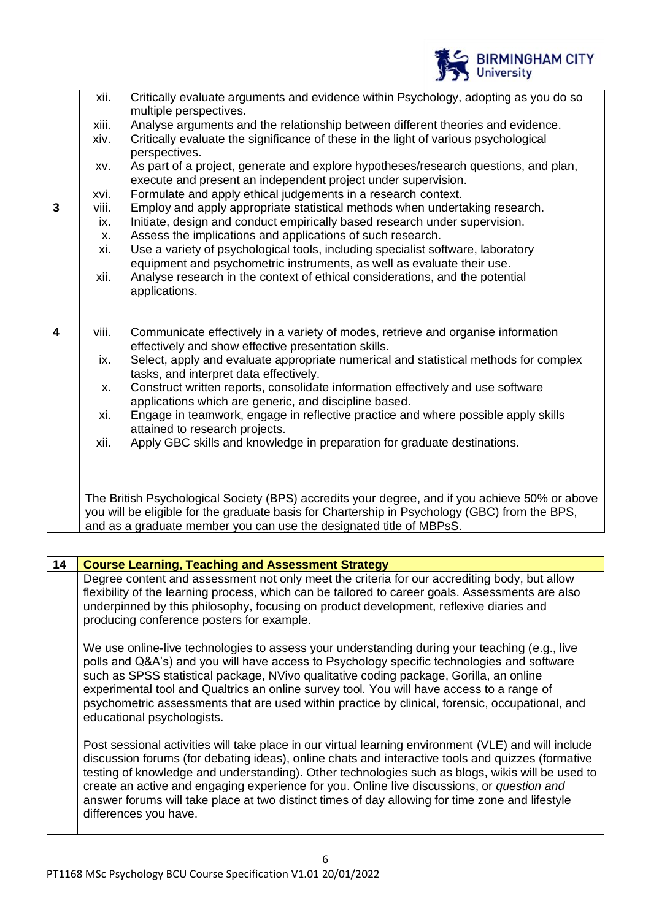| | | |
|---|---|---|
| | xii. | Critically evaluate arguments and evidence within Psychology, adopting as you do so multiple perspectives. |
| | xiii. | Analyse arguments and the relationship between different theories and evidence. |
| | xiv. | Critically evaluate the significance of these in the light of various psychological perspectives. |
| | xv. | As part of a project, generate and explore hypotheses/research questions, and plan, execute and present an independent project under supervision. |
| | xvi. | Formulate and apply ethical judgements in a research context. |
| **3** | viii. | Employ and apply appropriate statistical methods when undertaking research. |
| | ix. | Initiate, design and conduct empirically based research under supervision. |
| | x. | Assess the implications and applications of such research. |
| | xi. | Use a variety of psychological tools, including specialist software, laboratory equipment and psychometric instruments, as well as evaluate their use. |
| | xii. | Analyse research in the context of ethical considerations, and the potential applications. |
| **4** | viii. | Communicate effectively in a variety of modes, retrieve and organise information effectively and show effective presentation skills. |
| | ix. | Select, apply and evaluate appropriate numerical and statistical methods for complex tasks, and interpret data effectively. |
| | x. | Construct written reports, consolidate information effectively and use software applications which are generic, and discipline based. |
| | xi. | Engage in teamwork, engage in reflective practice and where possible apply skills attained to research projects. |
| | xii. | Apply GBC skills and knowledge in preparation for graduate destinations. |
| | | The British Psychological Society (BPS) accredits your degree, and if you achieve 50% or above you will be eligible for the graduate basis for Chartership in Psychology (GBC) from the BPS, and as a graduate member you can use the designated title of MBPsS. |

| 14 | Course Learning, Teaching and Assessment Strategy |
|---|---|
| | Degree content and assessment not only meet the criteria for our accrediting body, but allow flexibility of the learning process, which can be tailored to career goals. Assessments are also underpinned by this philosophy, focusing on product development, reflexive diaries and producing conference posters for example.<br><br>We use online-live technologies to assess your understanding during your teaching (e.g., live polls and Q&A's) and you will have access to Psychology specific technologies and software such as SPSS statistical package, NVivo qualitative coding package, Gorilla, an online experimental tool and Qualtrics an online survey tool. You will have access to a range of psychometric assessments that are used within practice by clinical, forensic, occupational, and educational psychologists.<br><br>Post sessional activities will take place in our virtual learning environment (VLE) and will include discussion forums (for debating ideas), online chats and interactive tools and quizzes (formative testing of knowledge and understanding). Other technologies such as blogs, wikis will be used to create an active and engaging experience for you. Online live discussions, or *question and answer forums* will take place at two distinct times of day allowing for time zone and lifestyle differences you have. |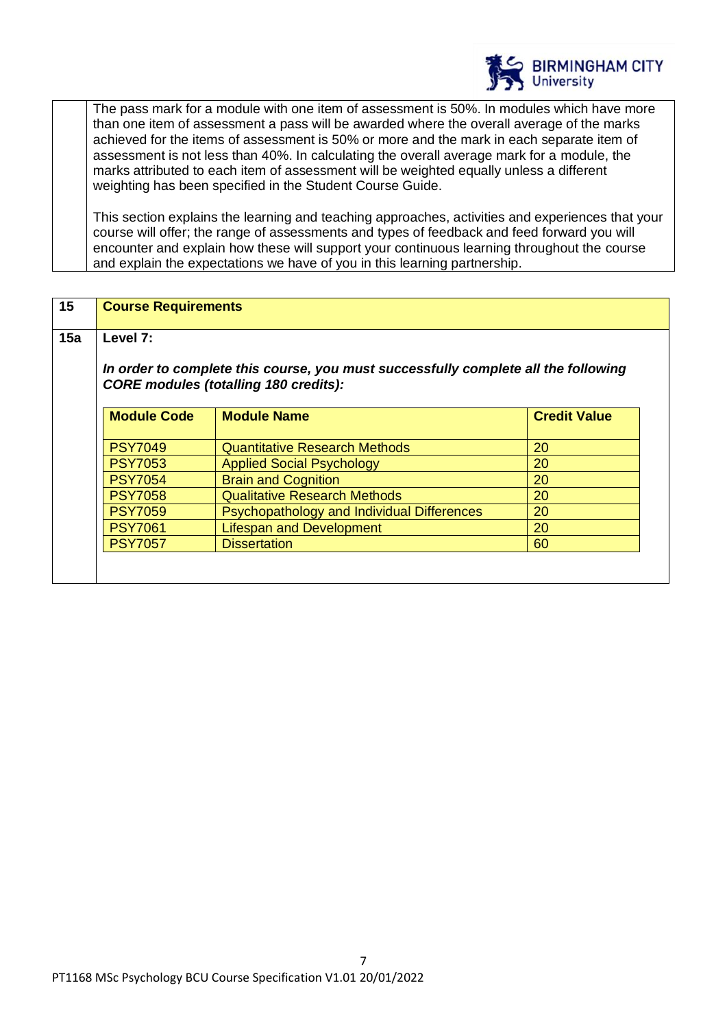The pass mark for a module with one item of assessment is 50%. In modules which have more than one item of assessment a pass will be awarded where the overall average of the marks achieved for the items of assessment is 50% or more and the mark in each separate item of assessment is not less than 40%. In calculating the overall average mark for a module, the marks attributed to each item of assessment will be weighted equally unless a different weighting has been specified in the Student Course Guide.

This section explains the learning and teaching approaches, activities and experiences that your course will offer; the range of assessments and types of feedback and feed forward you will encounter and explain how these will support your continuous learning throughout the course and explain the expectations we have of you in this learning partnership.

## 15 Course Requirements

### 15a Level 7:

***In order to complete this course, you must successfully complete all the following CORE modules (totalling 180 credits):***

| Module Code | Module Name | Credit Value |
|---|---|---|
| PSY7049 | Quantitative Research Methods | 20 |
| PSY7053 | Applied Social Psychology | 20 |
| PSY7054 | Brain and Cognition | 20 |
| PSY7058 | Qualitative Research Methods | 20 |
| PSY7059 | Psychopathology and Individual Differences | 20 |
| PSY7061 | Lifespan and Development | 20 |
| PSY7057 | Dissertation | 60 |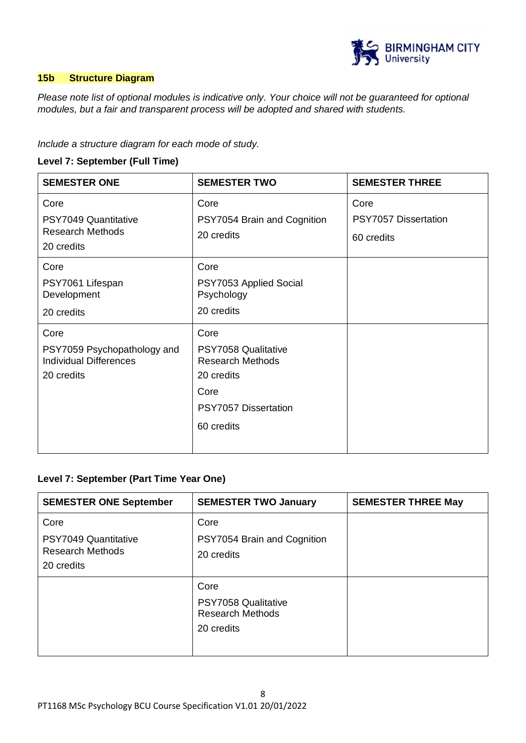### 15b Structure Diagram

*Please note list of optional modules is indicative only. Your choice will not be guaranteed for optional modules, but a fair and transparent process will be adopted and shared with students.*

*Include a structure diagram for each mode of study.*

**Level 7: September (Full Time)**

| SEMESTER ONE | SEMESTER TWO | SEMESTER THREE |
| --- | --- | --- |
| Core<br>PSY7049 Quantitative Research Methods<br>20 credits | Core<br>PSY7054 Brain and Cognition<br>20 credits | Core<br>PSY7057 Dissertation<br>60 credits |
| Core<br>PSY7061 Lifespan Development<br>20 credits | Core<br>PSY7053 Applied Social Psychology<br>20 credits | |
| Core<br>PSY7059 Psychopathology and Individual Differences<br>20 credits | Core<br>PSY7058 Qualitative Research Methods<br>20 credits<br>Core<br>PSY7057 Dissertation<br>60 credits | |

**Level 7: September (Part Time Year One)**

| SEMESTER ONE September | SEMESTER TWO January | SEMESTER THREE May |
| --- | --- | --- |
| Core<br>PSY7049 Quantitative Research Methods<br>20 credits | Core<br>PSY7054 Brain and Cognition<br>20 credits | |
| | Core<br>PSY7058 Qualitative Research Methods<br>20 credits | |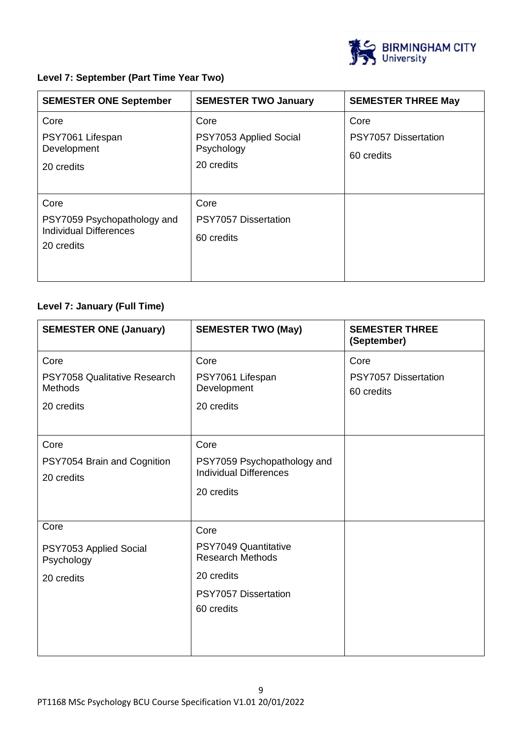**Level 7: September (Part Time Year Two)**

| SEMESTER ONE September | SEMESTER TWO January | SEMESTER THREE May |
|---|---|---|
| Core<br>PSY7061 Lifespan Development<br>20 credits | Core<br>PSY7053 Applied Social Psychology<br>20 credits | Core<br>PSY7057 Dissertation<br>60 credits |
| Core<br>PSY7059 Psychopathology and Individual Differences<br>20 credits | Core<br>PSY7057 Dissertation<br>60 credits | |

**Level 7: January (Full Time)**

| SEMESTER ONE (January) | SEMESTER TWO (May) | SEMESTER THREE (September) |
|---|---|---|
| Core<br>PSY7058 Qualitative Research Methods<br>20 credits | Core<br>PSY7061 Lifespan Development<br>20 credits | Core<br>PSY7057 Dissertation<br>60 credits |
| Core<br>PSY7054 Brain and Cognition<br>20 credits | Core<br>PSY7059 Psychopathology and Individual Differences<br>20 credits | |
| Core<br>PSY7053 Applied Social Psychology<br>20 credits | Core<br>PSY7049 Quantitative Research Methods<br>20 credits<br>PSY7057 Dissertation<br>60 credits | |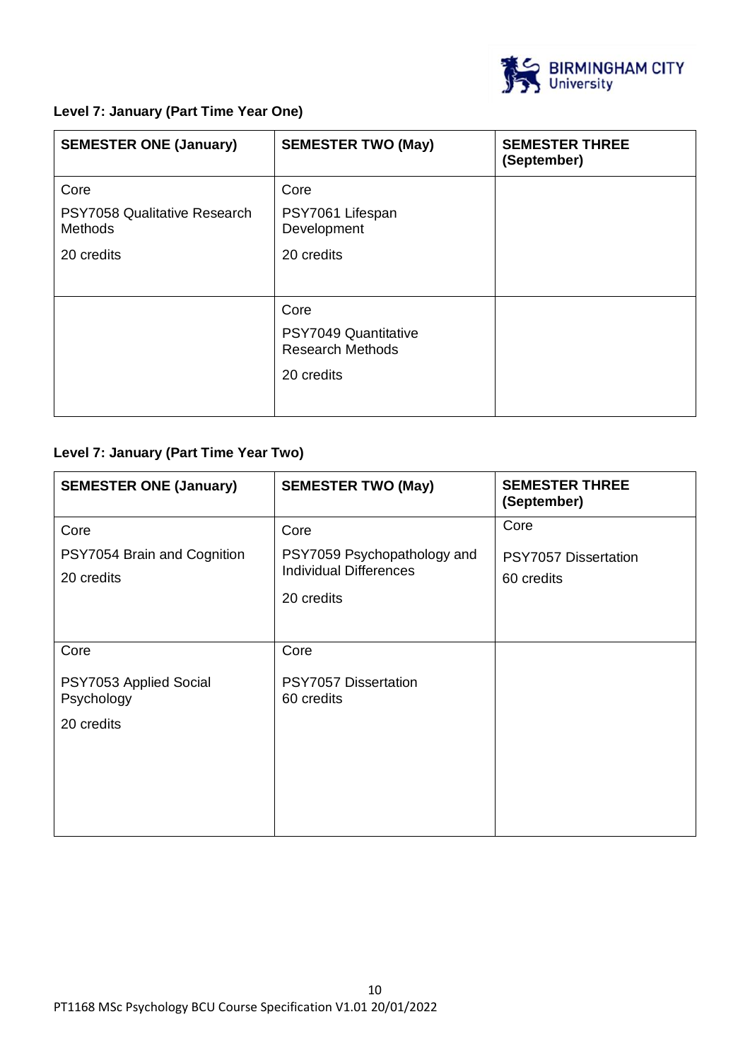**Level 7: January (Part Time Year One)**

| SEMESTER ONE (January) | SEMESTER TWO (May) | SEMESTER THREE (September) |
|---|---|---|
| Core<br>PSY7058 Qualitative Research Methods<br>20 credits | Core<br>PSY7061 Lifespan Development<br>20 credits | |
| | Core<br>PSY7049 Quantitative Research Methods<br>20 credits | |

**Level 7: January (Part Time Year Two)**

| SEMESTER ONE (January) | SEMESTER TWO (May) | SEMESTER THREE (September) |
|---|---|---|
| Core<br>PSY7054 Brain and Cognition<br>20 credits | Core<br>PSY7059 Psychopathology and Individual Differences<br>20 credits | Core<br>PSY7057 Dissertation<br>60 credits |
| Core<br>PSY7053 Applied Social Psychology<br>20 credits | Core<br>PSY7057 Dissertation<br>60 credits | |

PT1168 MSc Psychology BCU Course Specification V1.01 20/01/2022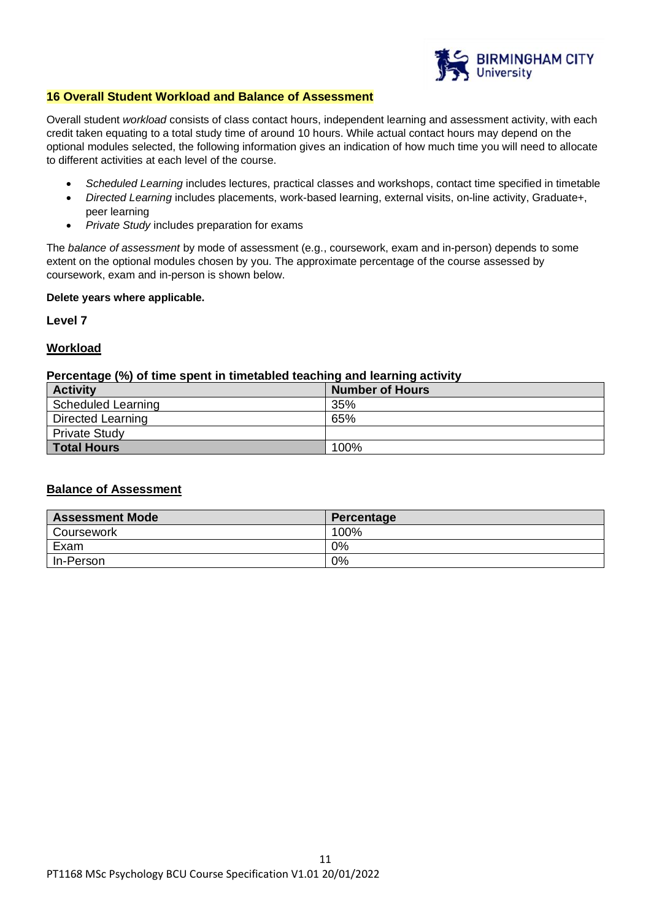## 16 Overall Student Workload and Balance of Assessment

Overall student *workload* consists of class contact hours, independent learning and assessment activity, with each credit taken equating to a total study time of around 10 hours. While actual contact hours may depend on the optional modules selected, the following information gives an indication of how much time you will need to allocate to different activities at each level of the course.

- *Scheduled Learning* includes lectures, practical classes and workshops, contact time specified in timetable
- *Directed Learning* includes placements, work-based learning, external visits, on-line activity, Graduate+, peer learning
- *Private Study* includes preparation for exams

The *balance of assessment* by mode of assessment (e.g., coursework, exam and in-person) depends to some extent on the optional modules chosen by you. The approximate percentage of the course assessed by coursework, exam and in-person is shown below.

**Delete years where applicable.**

**Level 7**

**Workload**

**Percentage (%) of time spent in timetabled teaching and learning activity**

| Activity | Number of Hours |
|---|---|
| Scheduled Learning | 35% |
| Directed Learning | 65% |
| Private Study | |
| **Total Hours** | 100% |

**Balance of Assessment**

| Assessment Mode | Percentage |
|---|---|
| Coursework | 100% |
| Exam | 0% |
| In-Person | 0% |